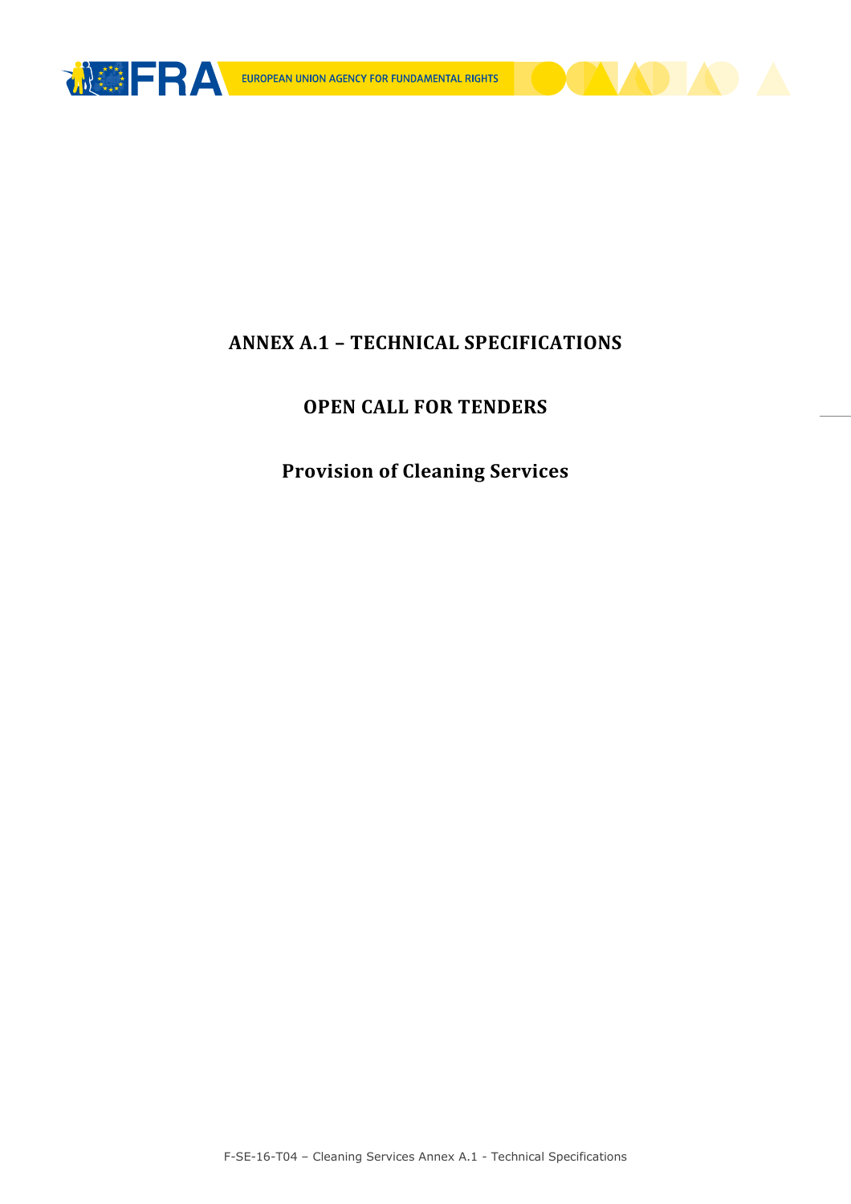# ANNEX A.1 – TECHNICAL SPECIFICATIONS

## OPEN CALL FOR TENDERS

## Provision of Cleaning Services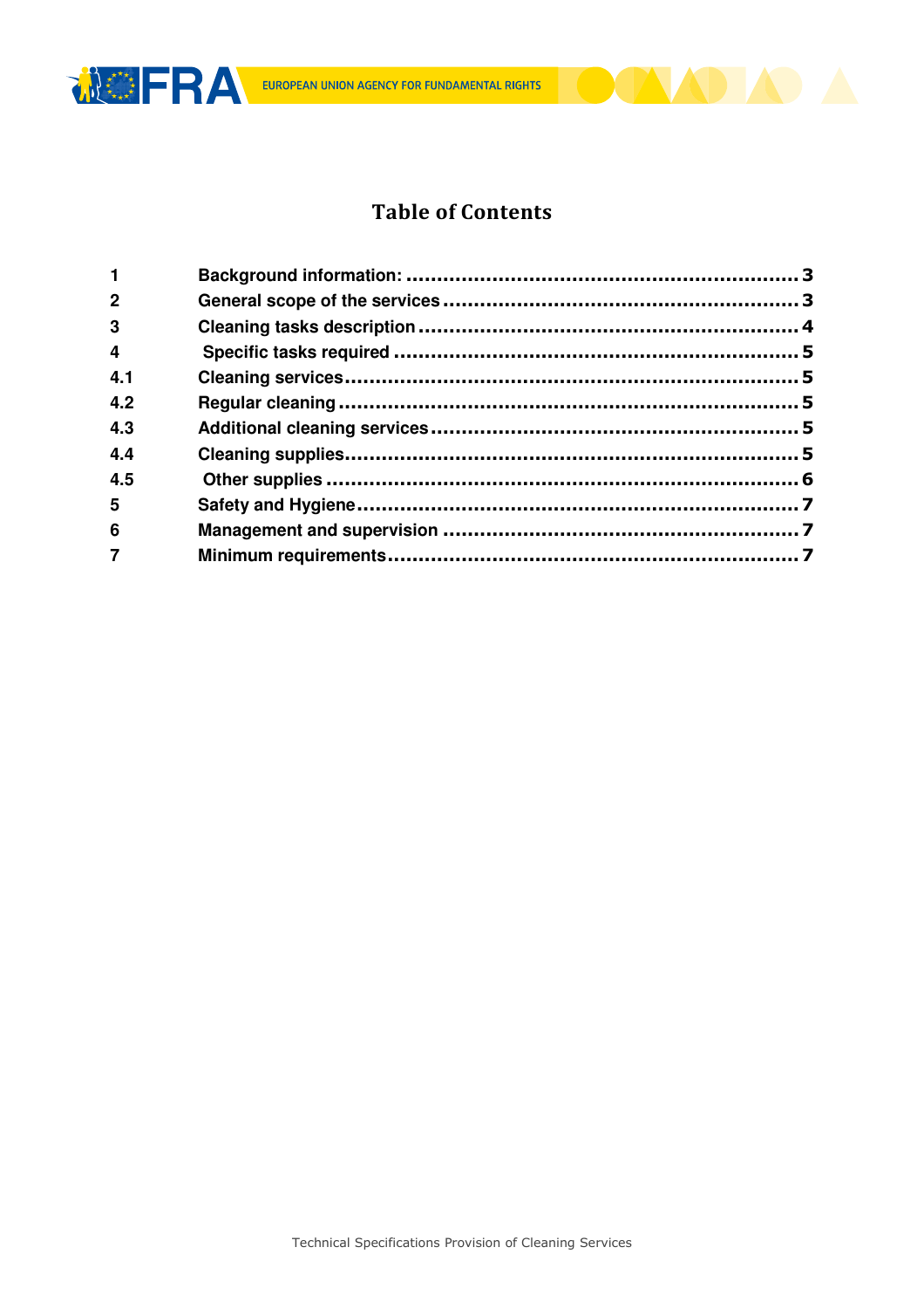# Table of Contents

| | | |
|---|---|---|
| 1 | Background information: | 3 |
| 2 | General scope of the services | 3 |
| 3 | Cleaning tasks description | 4 |
| 4 | Specific tasks required | 5 |
| 4.1 | Cleaning services | 5 |
| 4.2 | Regular cleaning | 5 |
| 4.3 | Additional cleaning services | 5 |
| 4.4 | Cleaning supplies | 5 |
| 4.5 | Other supplies | 6 |
| 5 | Safety and Hygiene | 7 |
| 6 | Management and supervision | 7 |
| 7 | Minimum requirements | 7 |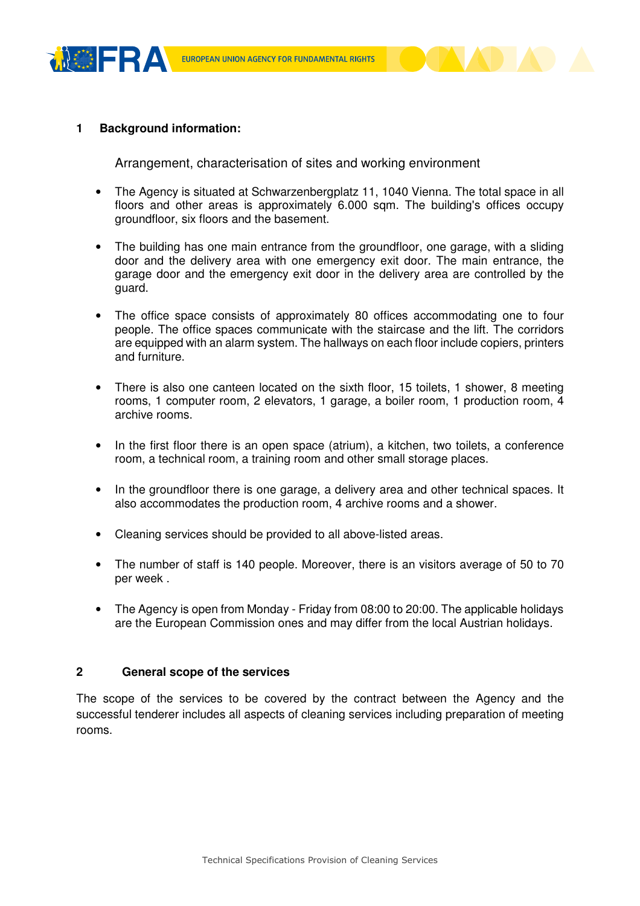## 1 Background information:

Arrangement, characterisation of sites and working environment

- The Agency is situated at Schwarzenbergplatz 11, 1040 Vienna. The total space in all floors and other areas is approximately 6.000 sqm. The building's offices occupy groundfloor, six floors and the basement.
- The building has one main entrance from the groundfloor, one garage, with a sliding door and the delivery area with one emergency exit door. The main entrance, the garage door and the emergency exit door in the delivery area are controlled by the guard.
- The office space consists of approximately 80 offices accommodating one to four people. The office spaces communicate with the staircase and the lift. The corridors are equipped with an alarm system. The hallways on each floor include copiers, printers and furniture.
- There is also one canteen located on the sixth floor, 15 toilets, 1 shower, 8 meeting rooms, 1 computer room, 2 elevators, 1 garage, a boiler room, 1 production room, 4 archive rooms.
- In the first floor there is an open space (atrium), a kitchen, two toilets, a conference room, a technical room, a training room and other small storage places.
- In the groundfloor there is one garage, a delivery area and other technical spaces. It also accommodates the production room, 4 archive rooms and a shower.
- Cleaning services should be provided to all above-listed areas.
- The number of staff is 140 people. Moreover, there is an visitors average of 50 to 70 per week .
- The Agency is open from Monday - Friday from 08:00 to 20:00. The applicable holidays are the European Commission ones and may differ from the local Austrian holidays.

## 2 General scope of the services

The scope of the services to be covered by the contract between the Agency and the successful tenderer includes all aspects of cleaning services including preparation of meeting rooms.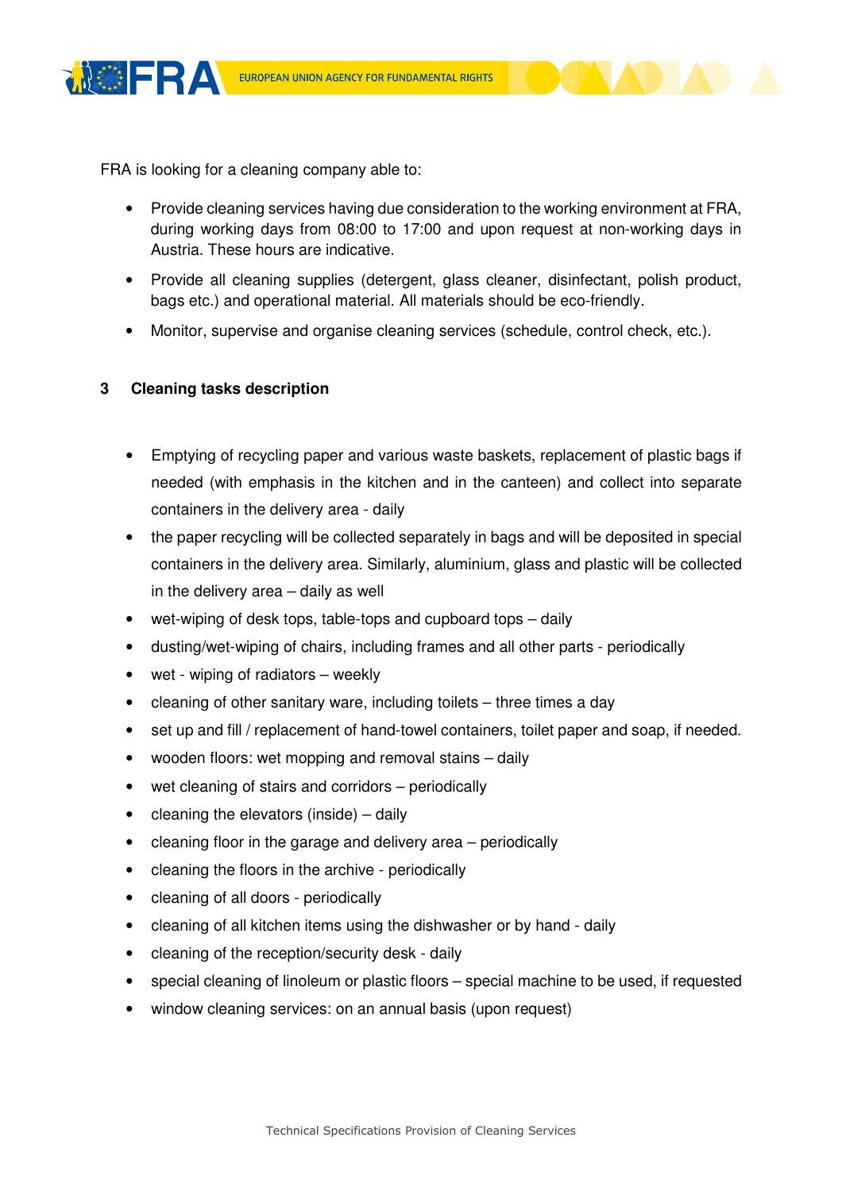FRA is looking for a cleaning company able to:

- Provide cleaning services having due consideration to the working environment at FRA, during working days from 08:00 to 17:00 and upon request at non-working days in Austria. These hours are indicative.
- Provide all cleaning supplies (detergent, glass cleaner, disinfectant, polish product, bags etc.) and operational material. All materials should be eco-friendly.
- Monitor, supervise and organise cleaning services (schedule, control check, etc.).

## 3 Cleaning tasks description

- Emptying of recycling paper and various waste baskets, replacement of plastic bags if needed (with emphasis in the kitchen and in the canteen) and collect into separate containers in the delivery area - daily
- the paper recycling will be collected separately in bags and will be deposited in special containers in the delivery area. Similarly, aluminium, glass and plastic will be collected in the delivery area – daily as well
- wet-wiping of desk tops, table-tops and cupboard tops – daily
- dusting/wet-wiping of chairs, including frames and all other parts - periodically
- wet - wiping of radiators – weekly
- cleaning of other sanitary ware, including toilets – three times a day
- set up and fill / replacement of hand-towel containers, toilet paper and soap, if needed.
- wooden floors: wet mopping and removal stains – daily
- wet cleaning of stairs and corridors – periodically
- cleaning the elevators (inside) – daily
- cleaning floor in the garage and delivery area – periodically
- cleaning the floors in the archive - periodically
- cleaning of all doors - periodically
- cleaning of all kitchen items using the dishwasher or by hand - daily
- cleaning of the reception/security desk - daily
- special cleaning of linoleum or plastic floors – special machine to be used, if requested
- window cleaning services: on an annual basis (upon request)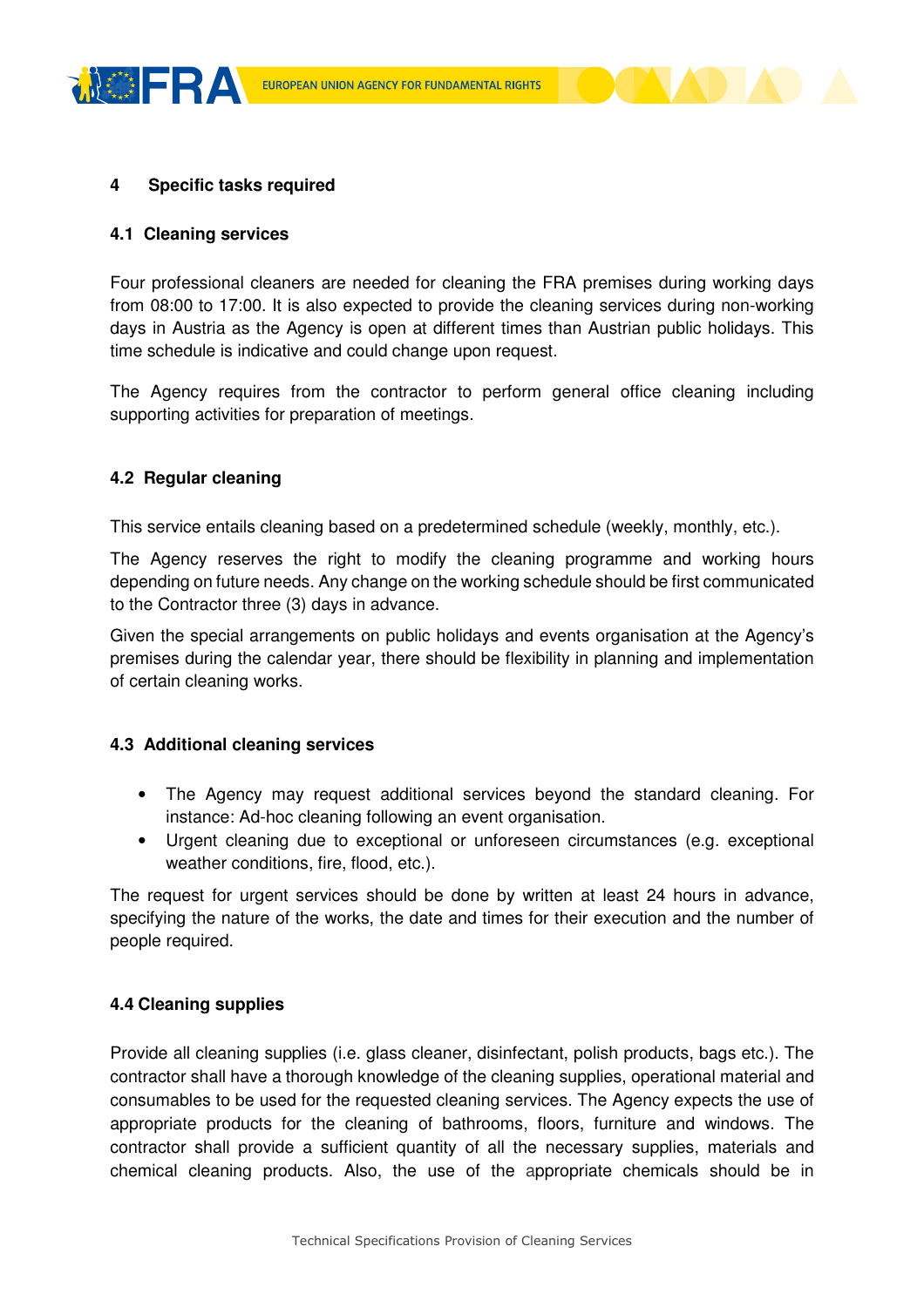## 4 Specific tasks required

### 4.1 Cleaning services

Four professional cleaners are needed for cleaning the FRA premises during working days from 08:00 to 17:00. It is also expected to provide the cleaning services during non-working days in Austria as the Agency is open at different times than Austrian public holidays. This time schedule is indicative and could change upon request.

The Agency requires from the contractor to perform general office cleaning including supporting activities for preparation of meetings.

### 4.2 Regular cleaning

This service entails cleaning based on a predetermined schedule (weekly, monthly, etc.).

The Agency reserves the right to modify the cleaning programme and working hours depending on future needs. Any change on the working schedule should be first communicated to the Contractor three (3) days in advance.

Given the special arrangements on public holidays and events organisation at the Agency's premises during the calendar year, there should be flexibility in planning and implementation of certain cleaning works.

### 4.3 Additional cleaning services

- The Agency may request additional services beyond the standard cleaning. For instance: Ad-hoc cleaning following an event organisation.
- Urgent cleaning due to exceptional or unforeseen circumstances (e.g. exceptional weather conditions, fire, flood, etc.).

The request for urgent services should be done by written at least 24 hours in advance, specifying the nature of the works, the date and times for their execution and the number of people required.

### 4.4 Cleaning supplies

Provide all cleaning supplies (i.e. glass cleaner, disinfectant, polish products, bags etc.). The contractor shall have a thorough knowledge of the cleaning supplies, operational material and consumables to be used for the requested cleaning services. The Agency expects the use of appropriate products for the cleaning of bathrooms, floors, furniture and windows. The contractor shall provide a sufficient quantity of all the necessary supplies, materials and chemical cleaning products. Also, the use of the appropriate chemicals should be in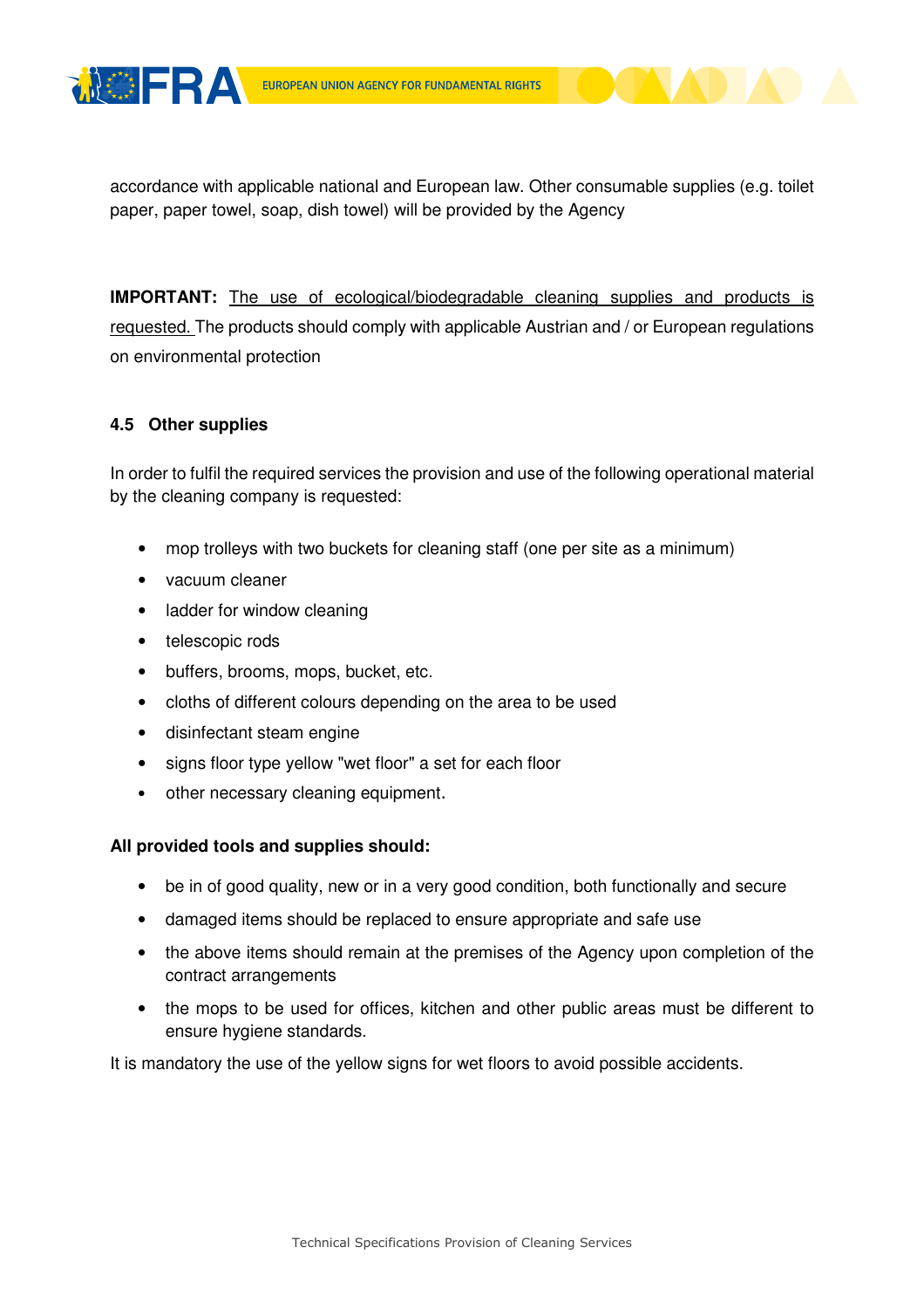accordance with applicable national and European law. Other consumable supplies (e.g. toilet paper, paper towel, soap, dish towel) will be provided by the Agency

**IMPORTANT:** The use of ecological/biodegradable cleaning supplies and products is requested. The products should comply with applicable Austrian and / or European regulations on environmental protection

### 4.5 Other supplies

In order to fulfil the required services the provision and use of the following operational material by the cleaning company is requested:

- mop trolleys with two buckets for cleaning staff (one per site as a minimum)
- vacuum cleaner
- ladder for window cleaning
- telescopic rods
- buffers, brooms, mops, bucket, etc.
- cloths of different colours depending on the area to be used
- disinfectant steam engine
- signs floor type yellow "wet floor" a set for each floor
- other necessary cleaning equipment.

**All provided tools and supplies should:**

- be in of good quality, new or in a very good condition, both functionally and secure
- damaged items should be replaced to ensure appropriate and safe use
- the above items should remain at the premises of the Agency upon completion of the contract arrangements
- the mops to be used for offices, kitchen and other public areas must be different to ensure hygiene standards.

It is mandatory the use of the yellow signs for wet floors to avoid possible accidents.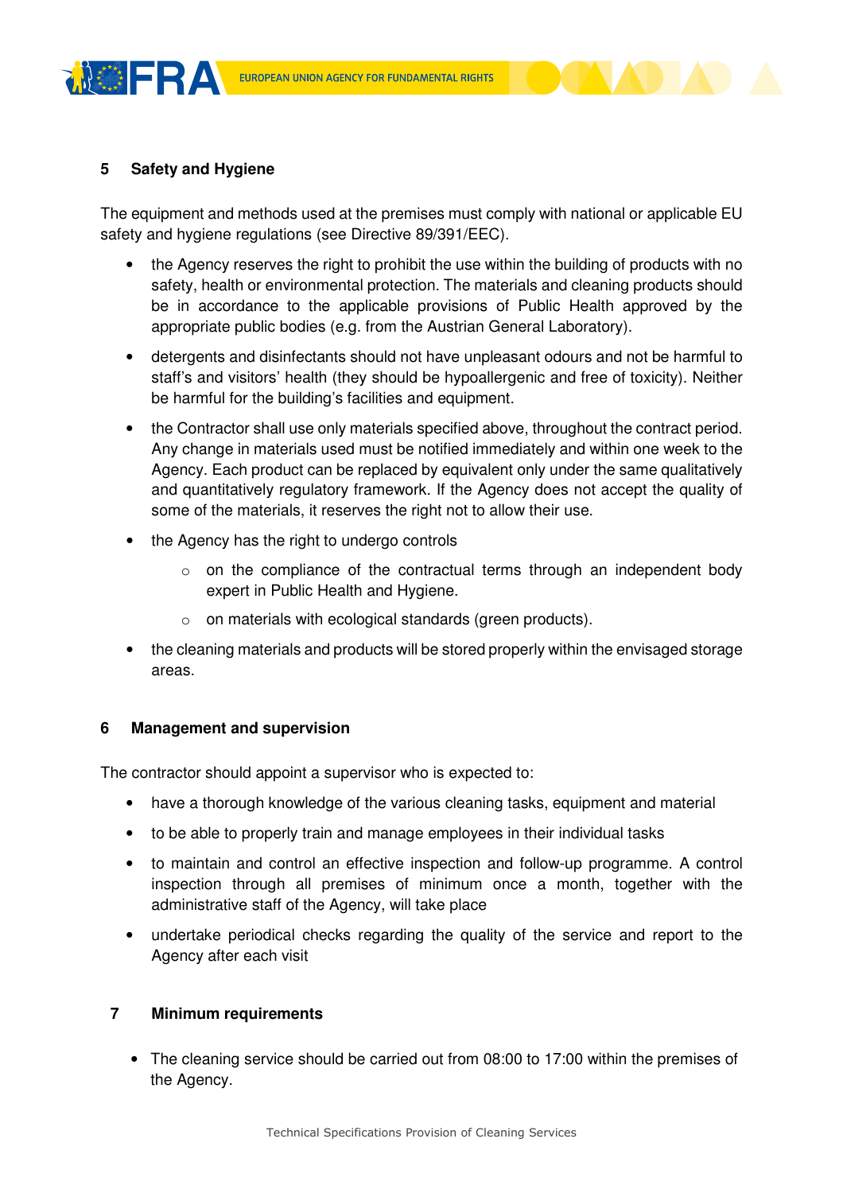## 5 Safety and Hygiene

The equipment and methods used at the premises must comply with national or applicable EU safety and hygiene regulations (see Directive 89/391/EEC).

- the Agency reserves the right to prohibit the use within the building of products with no safety, health or environmental protection. The materials and cleaning products should be in accordance to the applicable provisions of Public Health approved by the appropriate public bodies (e.g. from the Austrian General Laboratory).
- detergents and disinfectants should not have unpleasant odours and not be harmful to staff's and visitors' health (they should be hypoallergenic and free of toxicity). Neither be harmful for the building's facilities and equipment.
- the Contractor shall use only materials specified above, throughout the contract period. Any change in materials used must be notified immediately and within one week to the Agency. Each product can be replaced by equivalent only under the same qualitatively and quantitatively regulatory framework. If the Agency does not accept the quality of some of the materials, it reserves the right not to allow their use.
- the Agency has the right to undergo controls
    - on the compliance of the contractual terms through an independent body expert in Public Health and Hygiene.
    - on materials with ecological standards (green products).
- the cleaning materials and products will be stored properly within the envisaged storage areas.

## 6 Management and supervision

The contractor should appoint a supervisor who is expected to:

- have a thorough knowledge of the various cleaning tasks, equipment and material
- to be able to properly train and manage employees in their individual tasks
- to maintain and control an effective inspection and follow-up programme. A control inspection through all premises of minimum once a month, together with the administrative staff of the Agency, will take place
- undertake periodical checks regarding the quality of the service and report to the Agency after each visit

## 7 Minimum requirements

- The cleaning service should be carried out from 08:00 to 17:00 within the premises of the Agency.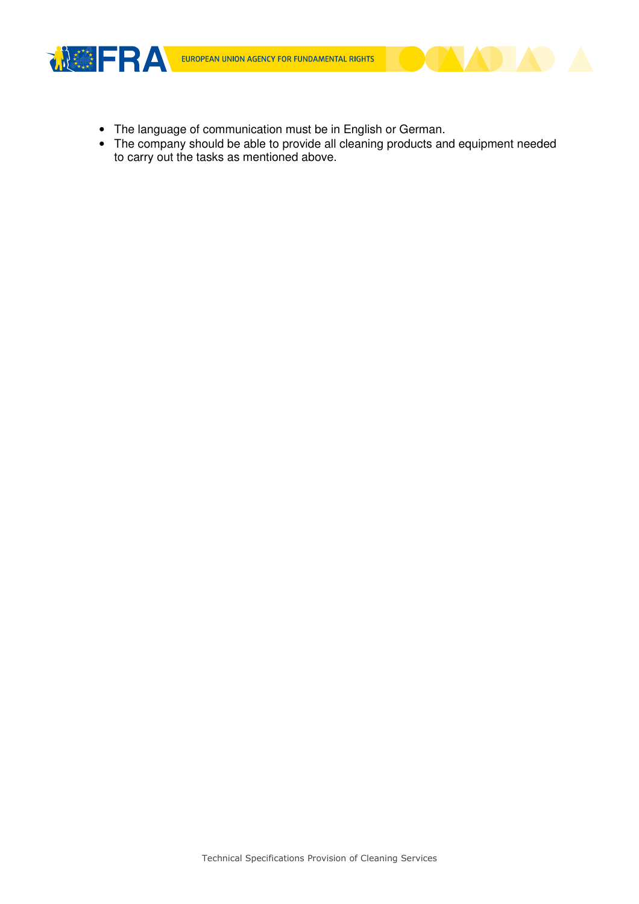- The language of communication must be in English or German.
- The company should be able to provide all cleaning products and equipment needed to carry out the tasks as mentioned above.